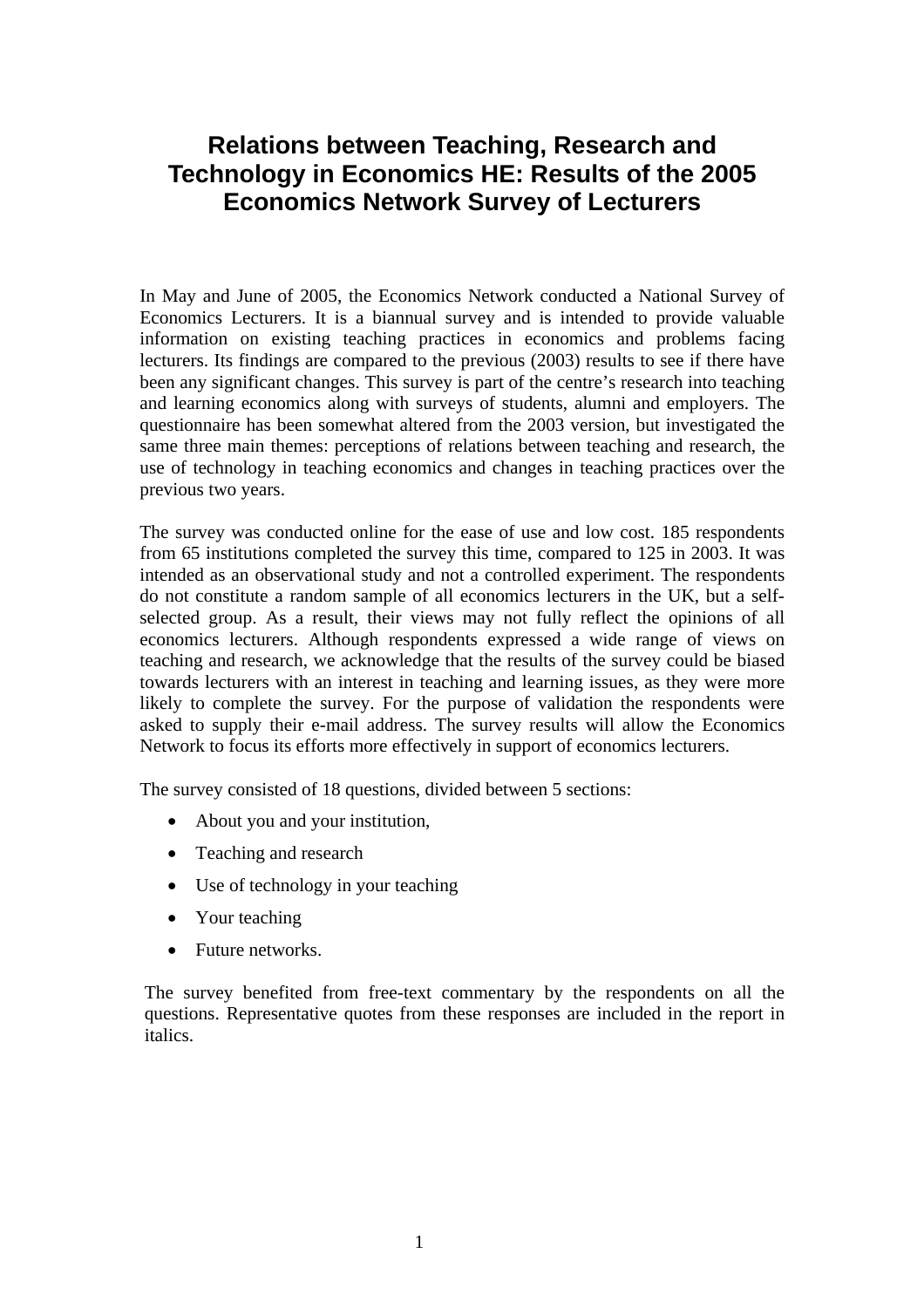# Relations between Teaching, Research and Technology in Economics HE: Results of the 2005 Economics Network Survey of Lecturers

In May and June of 2005, the Economics Network conducted a National Survey of Economics Lecturers. It is a biannual survey and is intended to provide valuable information on existing teaching practices in economics and problems facing lecturers. Its findings are compared to the previous (2003) results to see if there have been any significant changes. This survey is part of the centre's research into teaching and learning economics along with surveys of students, alumni and employers. The questionnaire has been somewhat altered from the 2003 version, but investigated the same three main themes: perceptions of relations between teaching and research, the use of technology in teaching economics and changes in teaching practices over the previous two years.

The survey was conducted online for the ease of use and low cost. 185 respondents from 65 institutions completed the survey this time, compared to 125 in 2003. It was intended as an observational study and not a controlled experiment. The respondents do not constitute a random sample of all economics lecturers in the UK, but a self-selected group. As a result, their views may not fully reflect the opinions of all economics lecturers. Although respondents expressed a wide range of views on teaching and research, we acknowledge that the results of the survey could be biased towards lecturers with an interest in teaching and learning issues, as they were more likely to complete the survey. For the purpose of validation the respondents were asked to supply their e-mail address. The survey results will allow the Economics Network to focus its efforts more effectively in support of economics lecturers.

The survey consisted of 18 questions, divided between 5 sections:

- About you and your institution,
- Teaching and research
- Use of technology in your teaching
- Your teaching
- Future networks.

The survey benefited from free-text commentary by the respondents on all the questions. Representative quotes from these responses are included in the report in italics.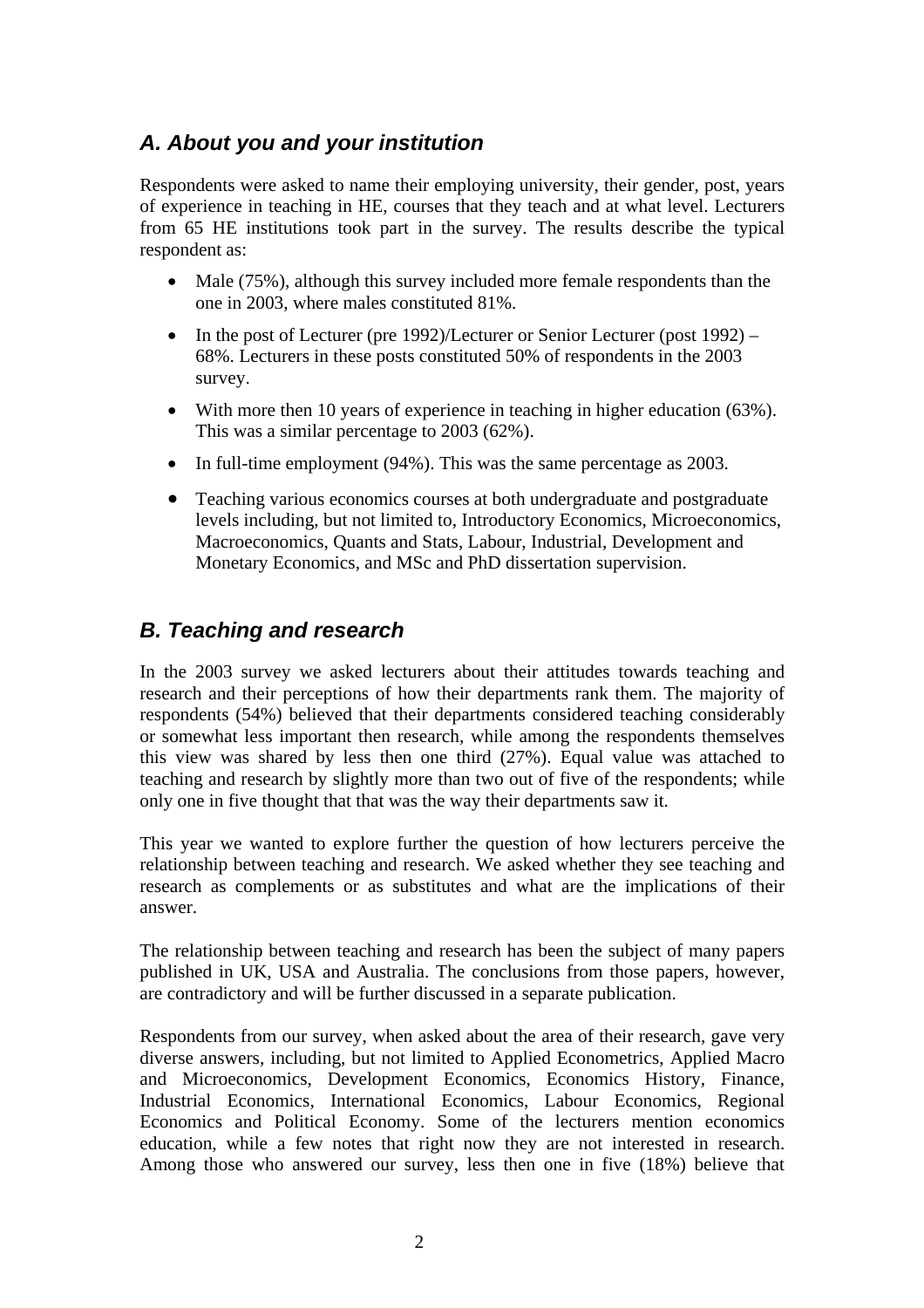## *A. About you and your institution*

Respondents were asked to name their employing university, their gender, post, years of experience in teaching in HE, courses that they teach and at what level. Lecturers from 65 HE institutions took part in the survey. The results describe the typical respondent as:

- Male (75%), although this survey included more female respondents than the one in 2003, where males constituted 81%.
- In the post of Lecturer (pre 1992)/Lecturer or Senior Lecturer (post 1992) – 68%. Lecturers in these posts constituted 50% of respondents in the 2003 survey.
- With more then 10 years of experience in teaching in higher education (63%). This was a similar percentage to 2003 (62%).
- In full-time employment (94%). This was the same percentage as 2003.
- Teaching various economics courses at both undergraduate and postgraduate levels including, but not limited to, Introductory Economics, Microeconomics, Macroeconomics, Quants and Stats, Labour, Industrial, Development and Monetary Economics, and MSc and PhD dissertation supervision.

## *B. Teaching and research*

In the 2003 survey we asked lecturers about their attitudes towards teaching and research and their perceptions of how their departments rank them. The majority of respondents (54%) believed that their departments considered teaching considerably or somewhat less important then research, while among the respondents themselves this view was shared by less then one third (27%). Equal value was attached to teaching and research by slightly more than two out of five of the respondents; while only one in five thought that that was the way their departments saw it.

This year we wanted to explore further the question of how lecturers perceive the relationship between teaching and research. We asked whether they see teaching and research as complements or as substitutes and what are the implications of their answer.

The relationship between teaching and research has been the subject of many papers published in UK, USA and Australia. The conclusions from those papers, however, are contradictory and will be further discussed in a separate publication.

Respondents from our survey, when asked about the area of their research, gave very diverse answers, including, but not limited to Applied Econometrics, Applied Macro and Microeconomics, Development Economics, Economics History, Finance, Industrial Economics, International Economics, Labour Economics, Regional Economics and Political Economy. Some of the lecturers mention economics education, while a few notes that right now they are not interested in research. Among those who answered our survey, less then one in five (18%) believe that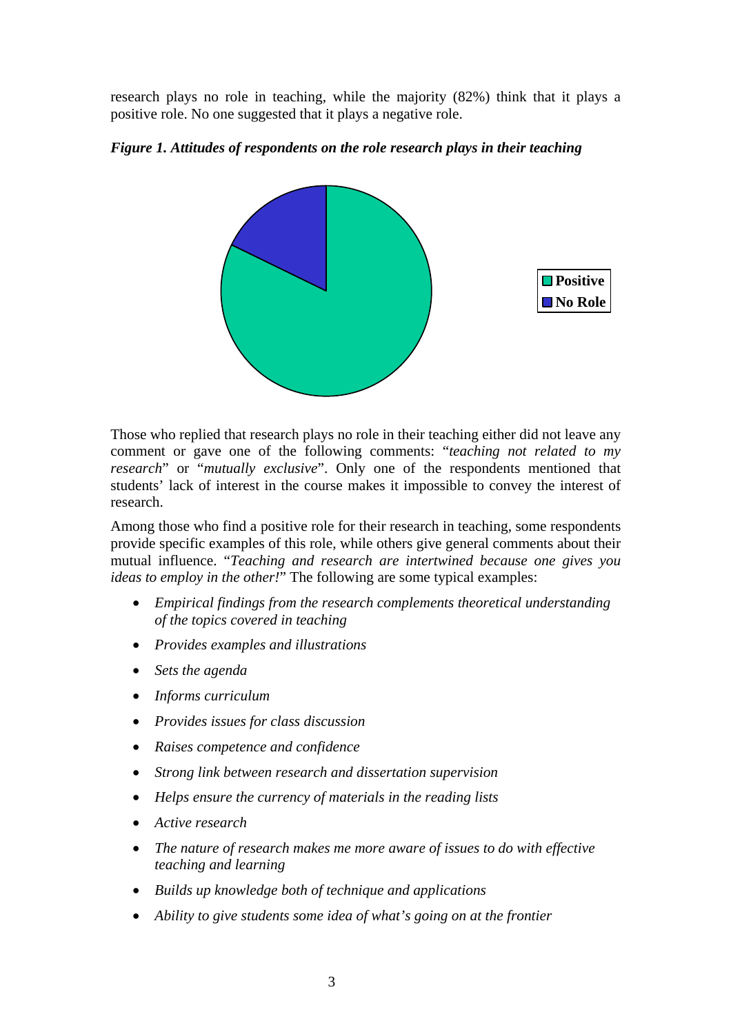research plays no role in teaching, while the majority (82%) think that it plays a positive role. No one suggested that it plays a negative role.

***Figure 1. Attitudes of respondents on the role research plays in their teaching***

Those who replied that research plays no role in their teaching either did not leave any comment or gave one of the following comments: "*teaching not related to my research*" or "*mutually exclusive*". Only one of the respondents mentioned that students' lack of interest in the course makes it impossible to convey the interest of research.

Among those who find a positive role for their research in teaching, some respondents provide specific examples of this role, while others give general comments about their mutual influence. "*Teaching and research are intertwined because one gives you ideas to employ in the other!*" The following are some typical examples:

- *Empirical findings from the research complements theoretical understanding of the topics covered in teaching*
- *Provides examples and illustrations*
- *Sets the agenda*
- *Informs curriculum*
- *Provides issues for class discussion*
- *Raises competence and confidence*
- *Strong link between research and dissertation supervision*
- *Helps ensure the currency of materials in the reading lists*
- *Active research*
- *The nature of research makes me more aware of issues to do with effective teaching and learning*
- *Builds up knowledge both of technique and applications*
- *Ability to give students some idea of what's going on at the frontier*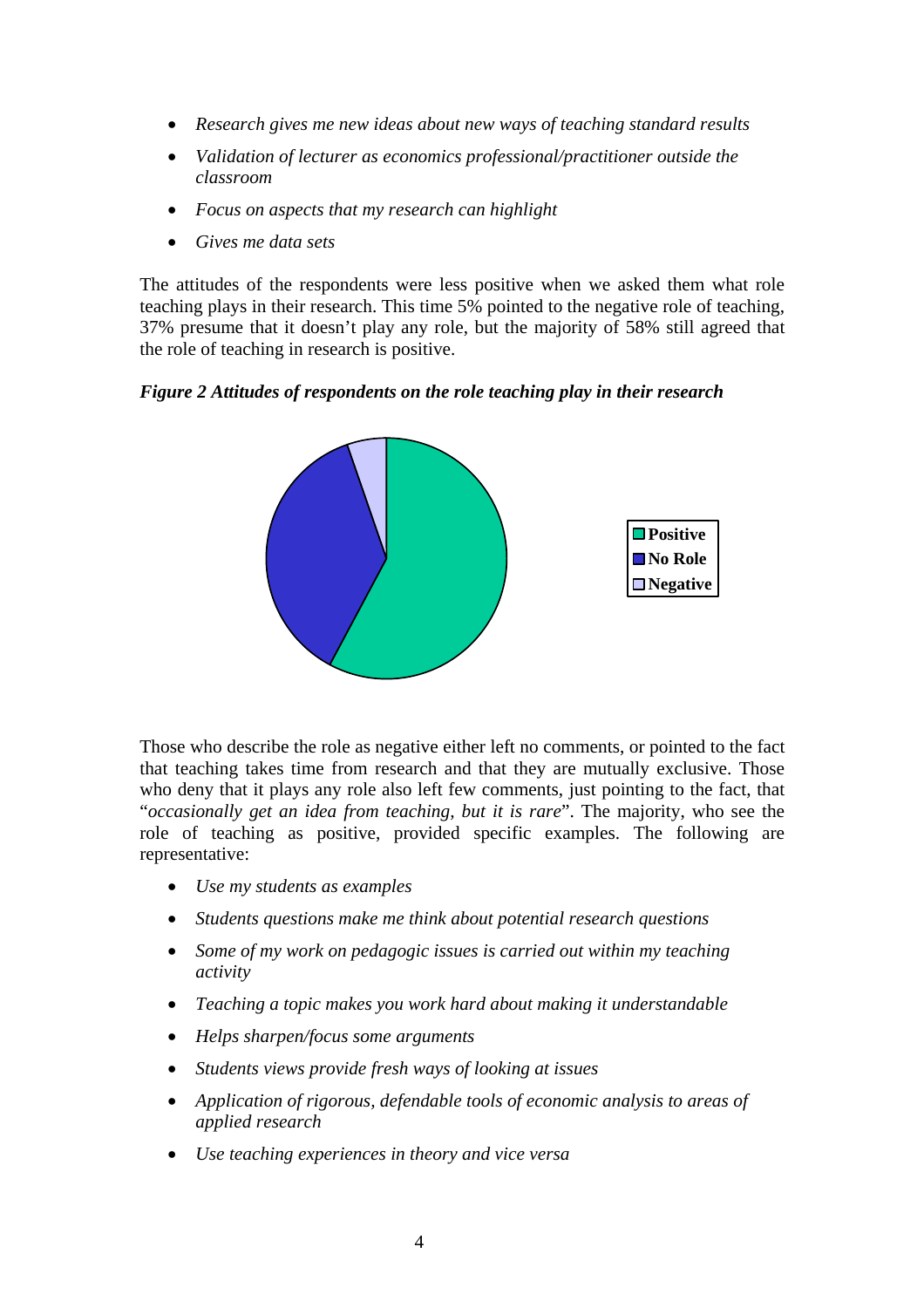- *Research gives me new ideas about new ways of teaching standard results*
- *Validation of lecturer as economics professional/practitioner outside the classroom*
- *Focus on aspects that my research can highlight*
- *Gives me data sets*

The attitudes of the respondents were less positive when we asked them what role teaching plays in their research. This time 5% pointed to the negative role of teaching, 37% presume that it doesn't play any role, but the majority of 58% still agreed that the role of teaching in research is positive.

***Figure 2 Attitudes of respondents on the role teaching play in their research***

Those who describe the role as negative either left no comments, or pointed to the fact that teaching takes time from research and that they are mutually exclusive. Those who deny that it plays any role also left few comments, just pointing to the fact, that "*occasionally get an idea from teaching, but it is rare*". The majority, who see the role of teaching as positive, provided specific examples. The following are representative:

- *Use my students as examples*
- *Students questions make me think about potential research questions*
- *Some of my work on pedagogic issues is carried out within my teaching activity*
- *Teaching a topic makes you work hard about making it understandable*
- *Helps sharpen/focus some arguments*
- *Students views provide fresh ways of looking at issues*
- *Application of rigorous, defendable tools of economic analysis to areas of applied research*
- *Use teaching experiences in theory and vice versa*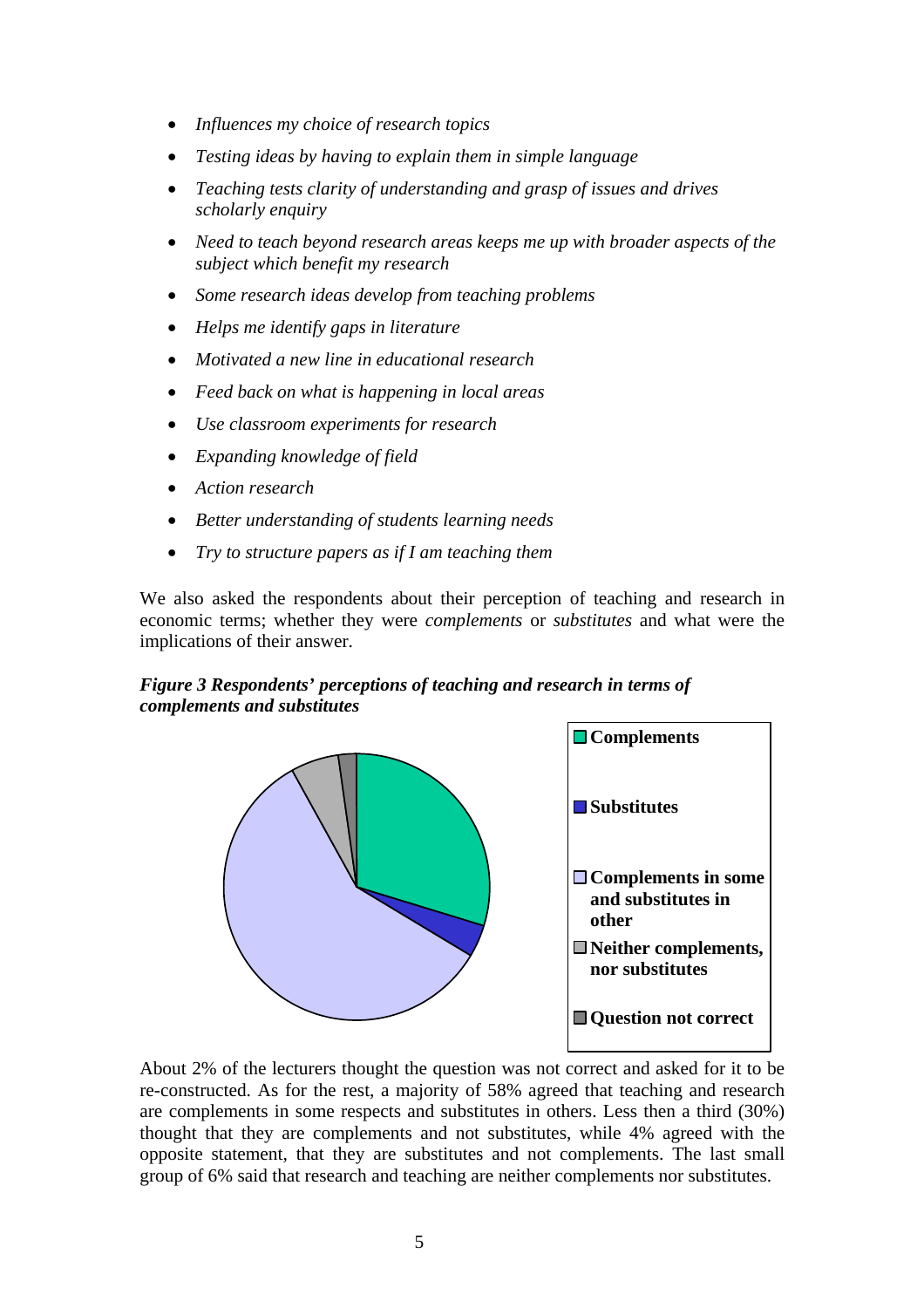- *Influences my choice of research topics*
- *Testing ideas by having to explain them in simple language*
- *Teaching tests clarity of understanding and grasp of issues and drives scholarly enquiry*
- *Need to teach beyond research areas keeps me up with broader aspects of the subject which benefit my research*
- *Some research ideas develop from teaching problems*
- *Helps me identify gaps in literature*
- *Motivated a new line in educational research*
- *Feed back on what is happening in local areas*
- *Use classroom experiments for research*
- *Expanding knowledge of field*
- *Action research*
- *Better understanding of students learning needs*
- *Try to structure papers as if I am teaching them*

We also asked the respondents about their perception of teaching and research in economic terms; whether they were *complements* or *substitutes* and what were the implications of their answer.

***Figure 3 Respondents' perceptions of teaching and research in terms of complements and substitutes***

**Complements**

**Substitutes**

**Complements in some and substitutes in other**

**Neither complements, nor substitutes**

**Question not correct**

About 2% of the lecturers thought the question was not correct and asked for it to be re-constructed. As for the rest, a majority of 58% agreed that teaching and research are complements in some respects and substitutes in others. Less then a third (30%) thought that they are complements and not substitutes, while 4% agreed with the opposite statement, that they are substitutes and not complements. The last small group of 6% said that research and teaching are neither complements nor substitutes.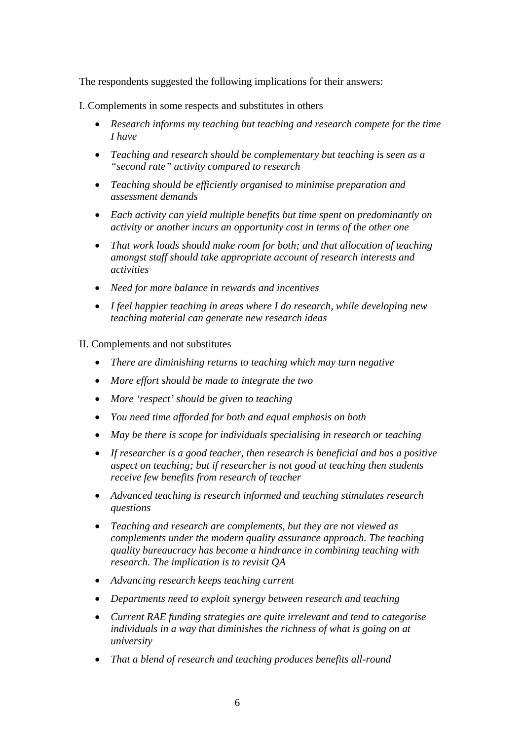The respondents suggested the following implications for their answers:

I. Complements in some respects and substitutes in others

- *Research informs my teaching but teaching and research compete for the time I have*
- *Teaching and research should be complementary but teaching is seen as a "second rate" activity compared to research*
- *Teaching should be efficiently organised to minimise preparation and assessment demands*
- *Each activity can yield multiple benefits but time spent on predominantly on activity or another incurs an opportunity cost in terms of the other one*
- *That work loads should make room for both; and that allocation of teaching amongst staff should take appropriate account of research interests and activities*
- *Need for more balance in rewards and incentives*
- *I feel happier teaching in areas where I do research, while developing new teaching material can generate new research ideas*

II. Complements and not substitutes

- *There are diminishing returns to teaching which may turn negative*
- *More effort should be made to integrate the two*
- *More 'respect' should be given to teaching*
- *You need time afforded for both and equal emphasis on both*
- *May be there is scope for individuals specialising in research or teaching*
- *If researcher is a good teacher, then research is beneficial and has a positive aspect on teaching; but if researcher is not good at teaching then students receive few benefits from research of teacher*
- *Advanced teaching is research informed and teaching stimulates research questions*
- *Teaching and research are complements, but they are not viewed as complements under the modern quality assurance approach. The teaching quality bureaucracy has become a hindrance in combining teaching with research. The implication is to revisit QA*
- *Advancing research keeps teaching current*
- *Departments need to exploit synergy between research and teaching*
- *Current RAE funding strategies are quite irrelevant and tend to categorise individuals in a way that diminishes the richness of what is going on at university*
- *That a blend of research and teaching produces benefits all-round*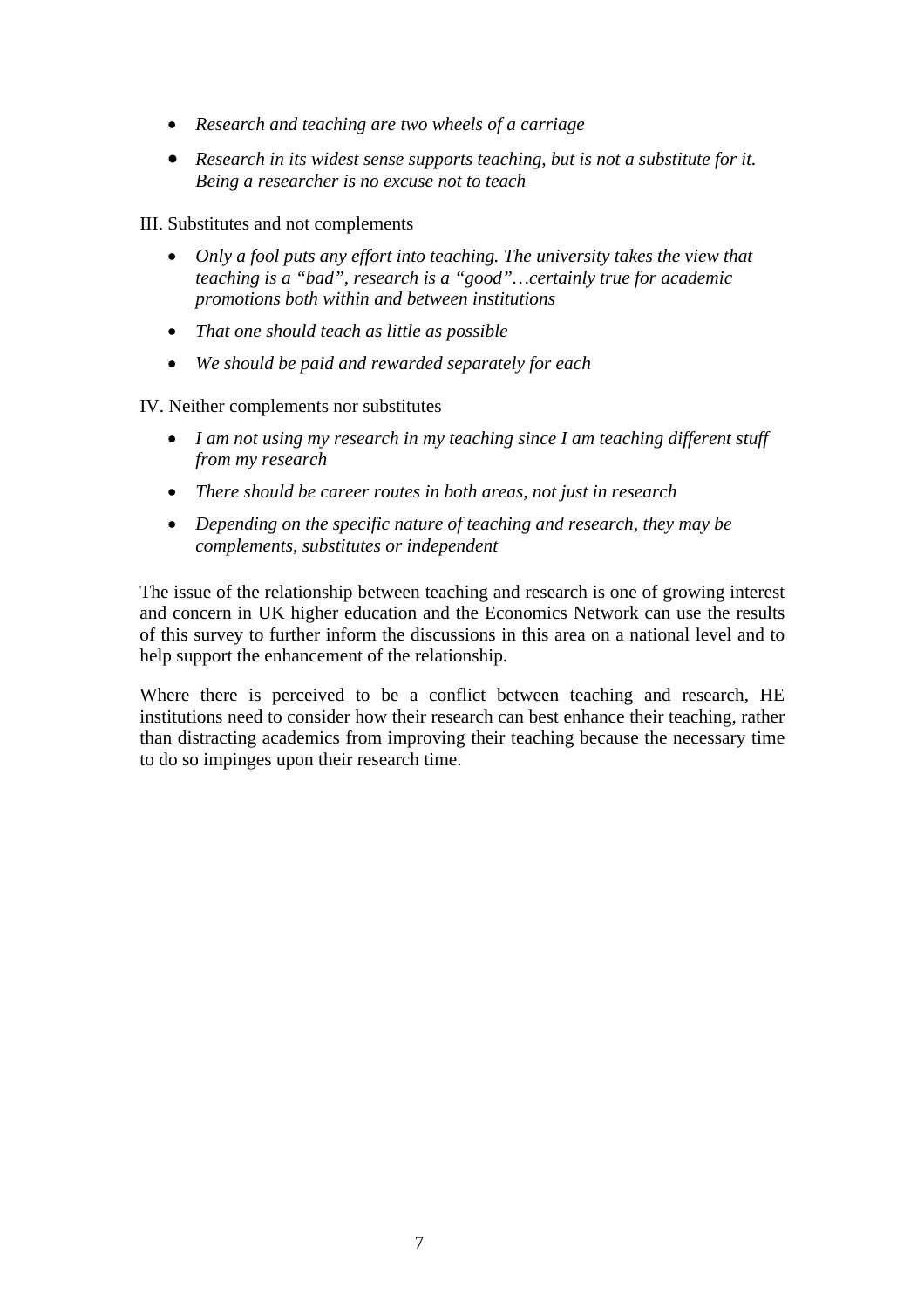- *Research and teaching are two wheels of a carriage*
- *Research in its widest sense supports teaching, but is not a substitute for it. Being a researcher is no excuse not to teach*

III. Substitutes and not complements

- *Only a fool puts any effort into teaching. The university takes the view that teaching is a "bad", research is a "good"…certainly true for academic promotions both within and between institutions*
- *That one should teach as little as possible*
- *We should be paid and rewarded separately for each*

IV. Neither complements nor substitutes

- *I am not using my research in my teaching since I am teaching different stuff from my research*
- *There should be career routes in both areas, not just in research*
- *Depending on the specific nature of teaching and research, they may be complements, substitutes or independent*

The issue of the relationship between teaching and research is one of growing interest and concern in UK higher education and the Economics Network can use the results of this survey to further inform the discussions in this area on a national level and to help support the enhancement of the relationship.

Where there is perceived to be a conflict between teaching and research, HE institutions need to consider how their research can best enhance their teaching, rather than distracting academics from improving their teaching because the necessary time to do so impinges upon their research time.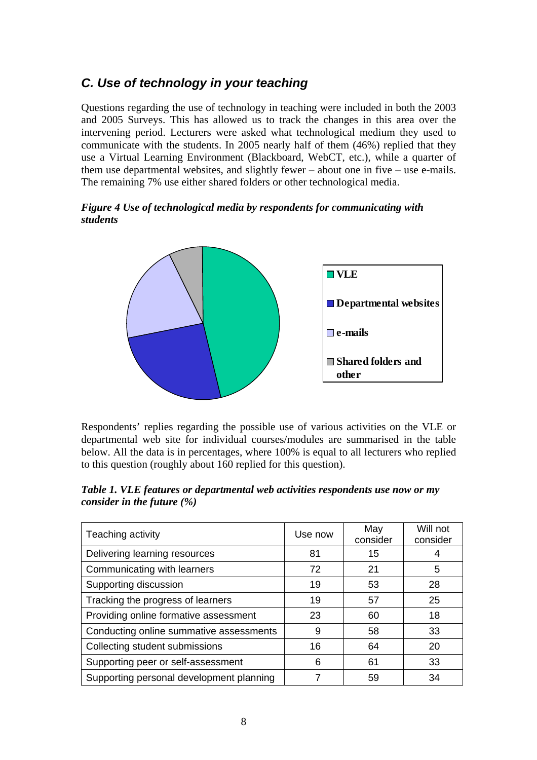## *C. Use of technology in your teaching*

Questions regarding the use of technology in teaching were included in both the 2003 and 2005 Surveys. This has allowed us to track the changes in this area over the intervening period. Lecturers were asked what technological medium they used to communicate with the students. In 2005 nearly half of them (46%) replied that they use a Virtual Learning Environment (Blackboard, WebCT, etc.), while a quarter of them use departmental websites, and slightly fewer – about one in five – use e-mails. The remaining 7% use either shared folders or other technological media.

***Figure 4 Use of technological media by respondents for communicating with students***

**VLE**

**Departmental websites**

**e-mails**

**Shared folders and other**

Respondents' replies regarding the possible use of various activities on the VLE or departmental web site for individual courses/modules are summarised in the table below. All the data is in percentages, where 100% is equal to all lecturers who replied to this question (roughly about 160 replied for this question).

***Table 1. VLE features or departmental web activities respondents use now or my consider in the future (%)***

| Teaching activity | Use now | May consider | Will not consider |
|---|---|---|---|
| Delivering learning resources | 81 | 15 | 4 |
| Communicating with learners | 72 | 21 | 5 |
| Supporting discussion | 19 | 53 | 28 |
| Tracking the progress of learners | 19 | 57 | 25 |
| Providing online formative assessment | 23 | 60 | 18 |
| Conducting online summative assessments | 9 | 58 | 33 |
| Collecting student submissions | 16 | 64 | 20 |
| Supporting peer or self-assessment | 6 | 61 | 33 |
| Supporting personal development planning | 7 | 59 | 34 |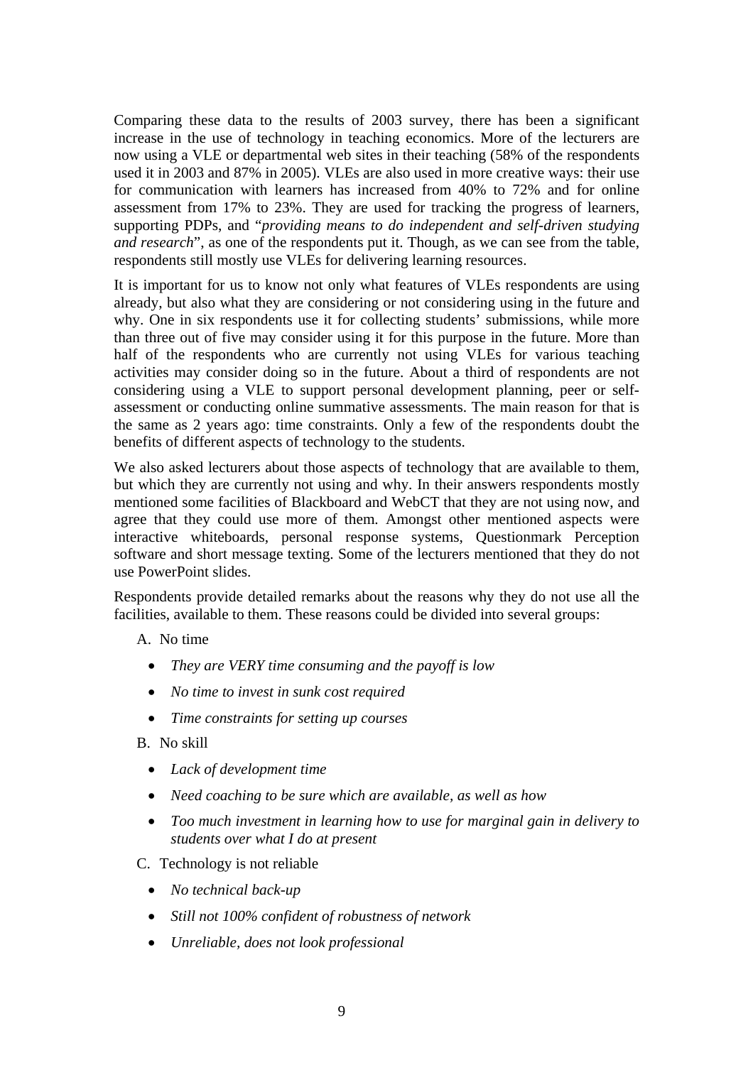Comparing these data to the results of 2003 survey, there has been a significant increase in the use of technology in teaching economics. More of the lecturers are now using a VLE or departmental web sites in their teaching (58% of the respondents used it in 2003 and 87% in 2005). VLEs are also used in more creative ways: their use for communication with learners has increased from 40% to 72% and for online assessment from 17% to 23%. They are used for tracking the progress of learners, supporting PDPs, and "*providing means to do independent and self-driven studying and research*", as one of the respondents put it. Though, as we can see from the table, respondents still mostly use VLEs for delivering learning resources.

It is important for us to know not only what features of VLEs respondents are using already, but also what they are considering or not considering using in the future and why. One in six respondents use it for collecting students' submissions, while more than three out of five may consider using it for this purpose in the future. More than half of the respondents who are currently not using VLEs for various teaching activities may consider doing so in the future. About a third of respondents are not considering using a VLE to support personal development planning, peer or self-assessment or conducting online summative assessments. The main reason for that is the same as 2 years ago: time constraints. Only a few of the respondents doubt the benefits of different aspects of technology to the students.

We also asked lecturers about those aspects of technology that are available to them, but which they are currently not using and why. In their answers respondents mostly mentioned some facilities of Blackboard and WebCT that they are not using now, and agree that they could use more of them. Amongst other mentioned aspects were interactive whiteboards, personal response systems, Questionmark Perception software and short message texting. Some of the lecturers mentioned that they do not use PowerPoint slides.

Respondents provide detailed remarks about the reasons why they do not use all the facilities, available to them. These reasons could be divided into several groups:

A. No time

- *They are VERY time consuming and the payoff is low*
- *No time to invest in sunk cost required*
- *Time constraints for setting up courses*

B. No skill

- *Lack of development time*
- *Need coaching to be sure which are available, as well as how*
- *Too much investment in learning how to use for marginal gain in delivery to students over what I do at present*

C. Technology is not reliable

- *No technical back-up*
- *Still not 100% confident of robustness of network*
- *Unreliable, does not look professional*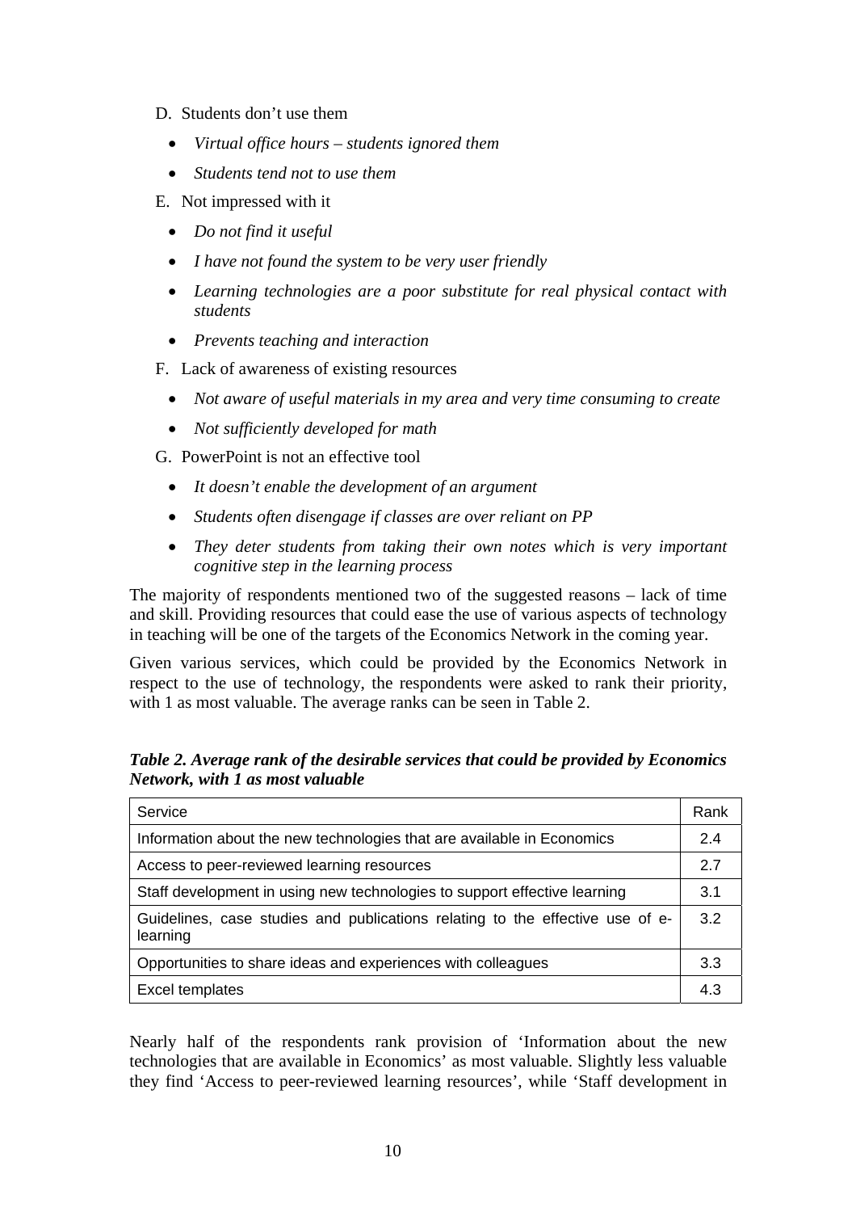D. Students don't use them

- *Virtual office hours – students ignored them*
- *Students tend not to use them*

E. Not impressed with it

- *Do not find it useful*
- *I have not found the system to be very user friendly*
- *Learning technologies are a poor substitute for real physical contact with students*
- *Prevents teaching and interaction*

F. Lack of awareness of existing resources

- *Not aware of useful materials in my area and very time consuming to create*
- *Not sufficiently developed for math*

G. PowerPoint is not an effective tool

- *It doesn't enable the development of an argument*
- *Students often disengage if classes are over reliant on PP*
- *They deter students from taking their own notes which is very important cognitive step in the learning process*

The majority of respondents mentioned two of the suggested reasons – lack of time and skill. Providing resources that could ease the use of various aspects of technology in teaching will be one of the targets of the Economics Network in the coming year.

Given various services, which could be provided by the Economics Network in respect to the use of technology, the respondents were asked to rank their priority, with 1 as most valuable. The average ranks can be seen in Table 2.

***Table 2. Average rank of the desirable services that could be provided by Economics Network, with 1 as most valuable***

| Service | Rank |
|---|---|
| Information about the new technologies that are available in Economics | 2.4 |
| Access to peer-reviewed learning resources | 2.7 |
| Staff development in using new technologies to support effective learning | 3.1 |
| Guidelines, case studies and publications relating to the effective use of e-learning | 3.2 |
| Opportunities to share ideas and experiences with colleagues | 3.3 |
| Excel templates | 4.3 |

Nearly half of the respondents rank provision of 'Information about the new technologies that are available in Economics' as most valuable. Slightly less valuable they find 'Access to peer-reviewed learning resources', while 'Staff development in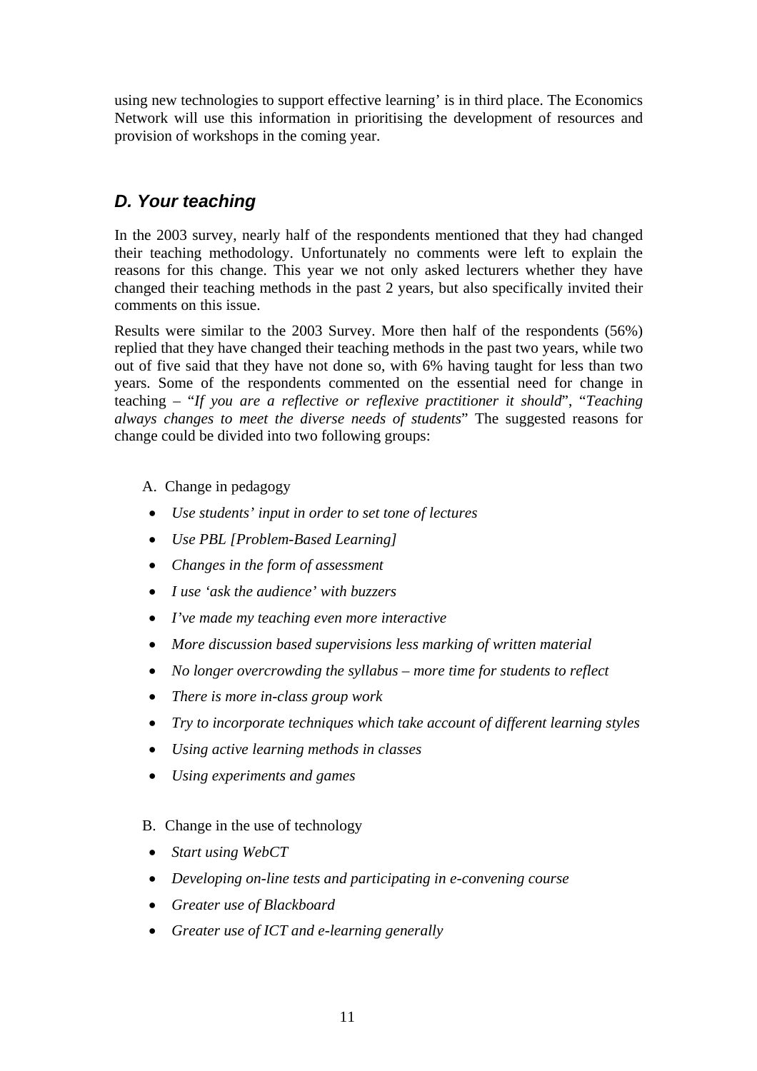using new technologies to support effective learning' is in third place. The Economics Network will use this information in prioritising the development of resources and provision of workshops in the coming year.

## *D. Your teaching*

In the 2003 survey, nearly half of the respondents mentioned that they had changed their teaching methodology. Unfortunately no comments were left to explain the reasons for this change. This year we not only asked lecturers whether they have changed their teaching methods in the past 2 years, but also specifically invited their comments on this issue.

Results were similar to the 2003 Survey. More then half of the respondents (56%) replied that they have changed their teaching methods in the past two years, while two out of five said that they have not done so, with 6% having taught for less than two years. Some of the respondents commented on the essential need for change in teaching – "*If you are a reflective or reflexive practitioner it should*", "*Teaching always changes to meet the diverse needs of students*" The suggested reasons for change could be divided into two following groups:

A. Change in pedagogy

- *Use students' input in order to set tone of lectures*
- *Use PBL [Problem-Based Learning]*
- *Changes in the form of assessment*
- *I use 'ask the audience' with buzzers*
- *I've made my teaching even more interactive*
- *More discussion based supervisions less marking of written material*
- *No longer overcrowding the syllabus – more time for students to reflect*
- *There is more in-class group work*
- *Try to incorporate techniques which take account of different learning styles*
- *Using active learning methods in classes*
- *Using experiments and games*

B. Change in the use of technology

- *Start using WebCT*
- *Developing on-line tests and participating in e-convening course*
- *Greater use of Blackboard*
- *Greater use of ICT and e-learning generally*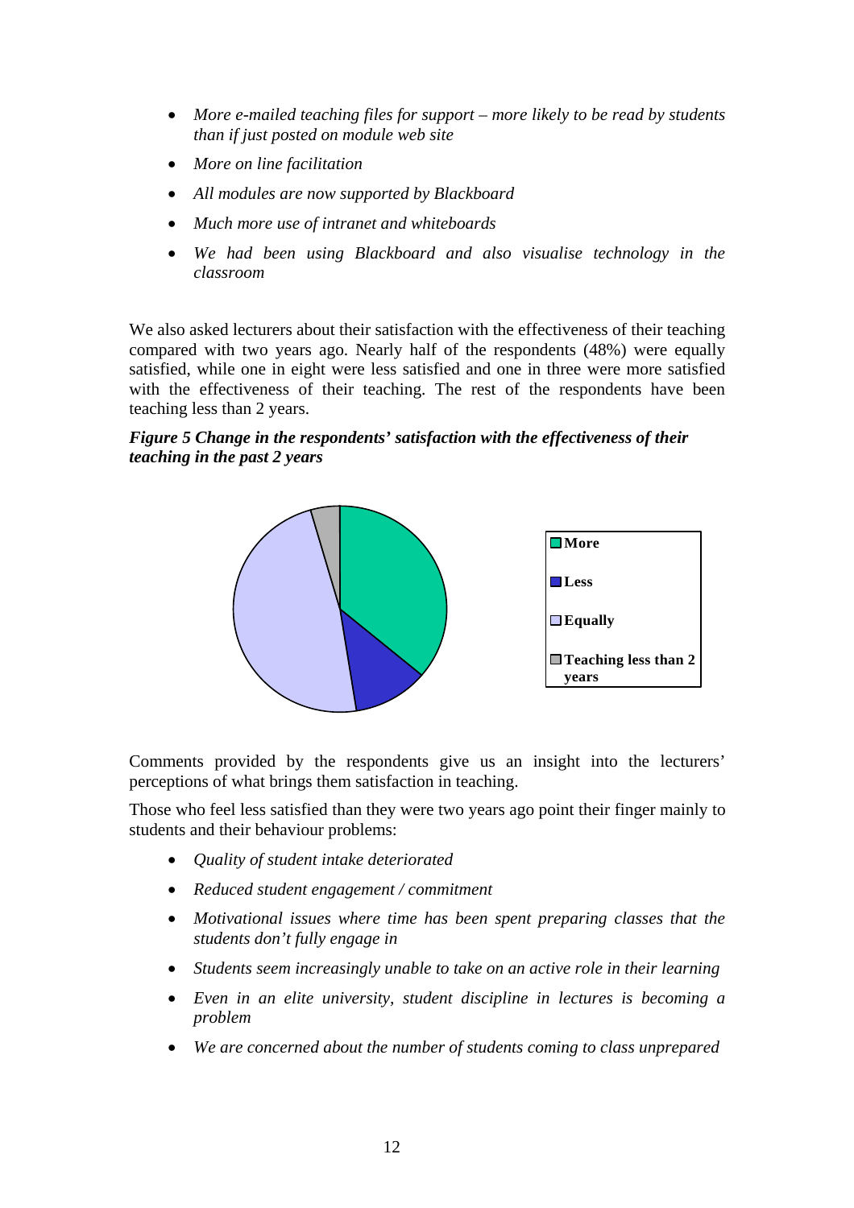- *More e-mailed teaching files for support – more likely to be read by students than if just posted on module web site*
- *More on line facilitation*
- *All modules are now supported by Blackboard*
- *Much more use of intranet and whiteboards*
- *We had been using Blackboard and also visualise technology in the classroom*

We also asked lecturers about their satisfaction with the effectiveness of their teaching compared with two years ago. Nearly half of the respondents (48%) were equally satisfied, while one in eight were less satisfied and one in three were more satisfied with the effectiveness of their teaching. The rest of the respondents have been teaching less than 2 years.

***Figure 5 Change in the respondents' satisfaction with the effectiveness of their teaching in the past 2 years***

Comments provided by the respondents give us an insight into the lecturers' perceptions of what brings them satisfaction in teaching.

Those who feel less satisfied than they were two years ago point their finger mainly to students and their behaviour problems:

- *Quality of student intake deteriorated*
- *Reduced student engagement / commitment*
- *Motivational issues where time has been spent preparing classes that the students don't fully engage in*
- *Students seem increasingly unable to take on an active role in their learning*
- *Even in an elite university, student discipline in lectures is becoming a problem*
- *We are concerned about the number of students coming to class unprepared*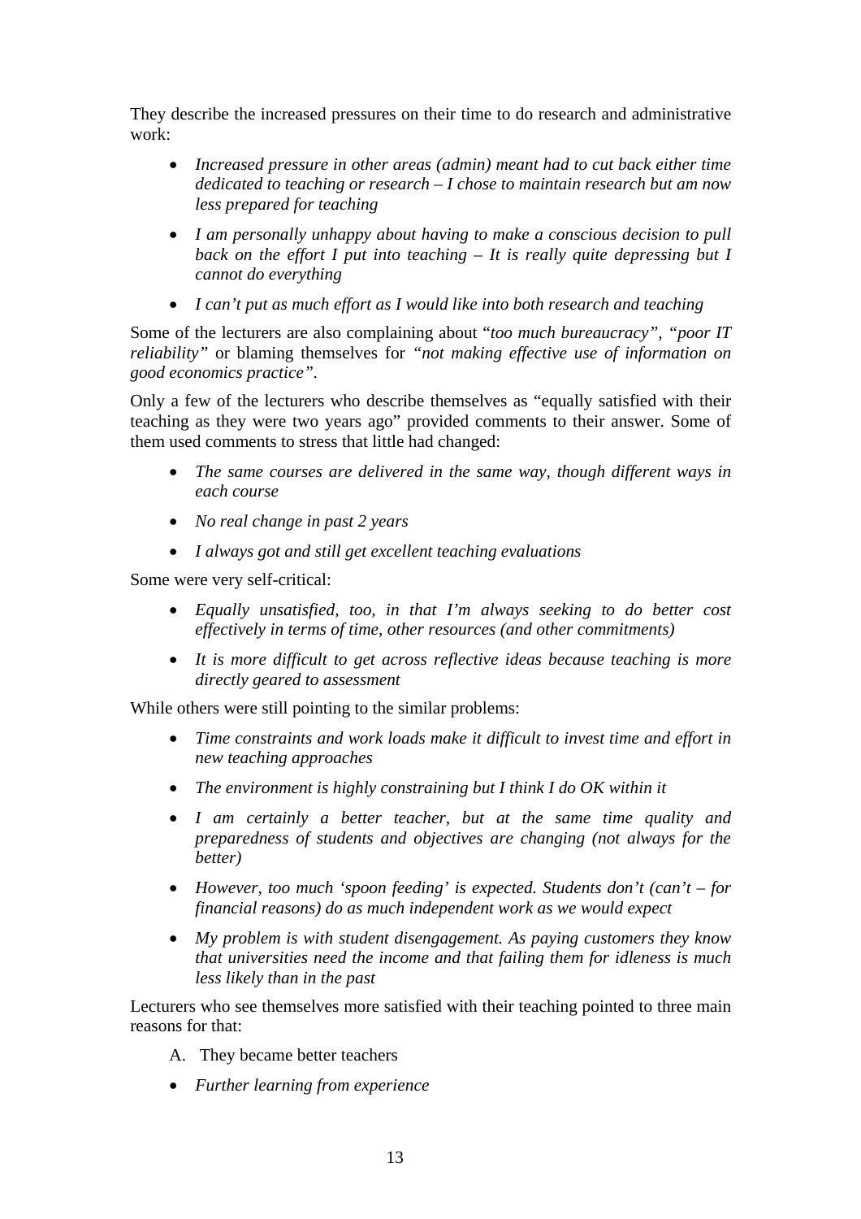They describe the increased pressures on their time to do research and administrative work:

- *Increased pressure in other areas (admin) meant had to cut back either time dedicated to teaching or research – I chose to maintain research but am now less prepared for teaching*
- *I am personally unhappy about having to make a conscious decision to pull back on the effort I put into teaching – It is really quite depressing but I cannot do everything*
- *I can't put as much effort as I would like into both research and teaching*

Some of the lecturers are also complaining about "*too much bureaucracy", "poor IT reliability"* or blaming themselves for *"not making effective use of information on good economics practice"*.

Only a few of the lecturers who describe themselves as "equally satisfied with their teaching as they were two years ago" provided comments to their answer. Some of them used comments to stress that little had changed:

- *The same courses are delivered in the same way, though different ways in each course*
- *No real change in past 2 years*
- *I always got and still get excellent teaching evaluations*

Some were very self-critical:

- *Equally unsatisfied, too, in that I'm always seeking to do better cost effectively in terms of time, other resources (and other commitments)*
- *It is more difficult to get across reflective ideas because teaching is more directly geared to assessment*

While others were still pointing to the similar problems:

- *Time constraints and work loads make it difficult to invest time and effort in new teaching approaches*
- *The environment is highly constraining but I think I do OK within it*
- *I am certainly a better teacher, but at the same time quality and preparedness of students and objectives are changing (not always for the better)*
- *However, too much 'spoon feeding' is expected. Students don't (can't – for financial reasons) do as much independent work as we would expect*
- *My problem is with student disengagement. As paying customers they know that universities need the income and that failing them for idleness is much less likely than in the past*

Lecturers who see themselves more satisfied with their teaching pointed to three main reasons for that:

A. They became better teachers

- *Further learning from experience*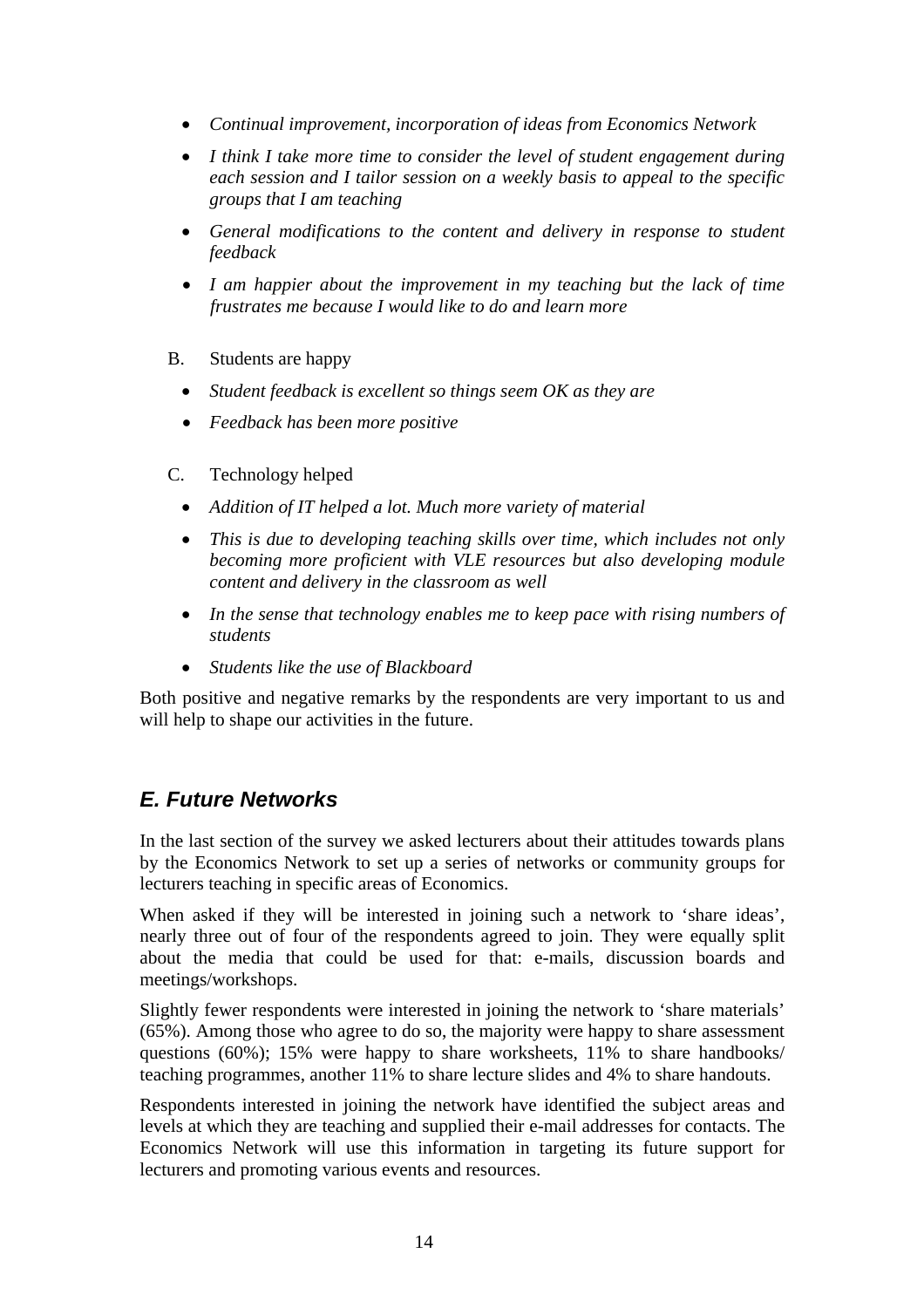- *Continual improvement, incorporation of ideas from Economics Network*
- *I think I take more time to consider the level of student engagement during each session and I tailor session on a weekly basis to appeal to the specific groups that I am teaching*
- *General modifications to the content and delivery in response to student feedback*
- *I am happier about the improvement in my teaching but the lack of time frustrates me because I would like to do and learn more*

B. Students are happy

- *Student feedback is excellent so things seem OK as they are*
- *Feedback has been more positive*

C. Technology helped

- *Addition of IT helped a lot. Much more variety of material*
- *This is due to developing teaching skills over time, which includes not only becoming more proficient with VLE resources but also developing module content and delivery in the classroom as well*
- *In the sense that technology enables me to keep pace with rising numbers of students*
- *Students like the use of Blackboard*

Both positive and negative remarks by the respondents are very important to us and will help to shape our activities in the future.

## E. Future Networks

In the last section of the survey we asked lecturers about their attitudes towards plans by the Economics Network to set up a series of networks or community groups for lecturers teaching in specific areas of Economics.

When asked if they will be interested in joining such a network to 'share ideas', nearly three out of four of the respondents agreed to join. They were equally split about the media that could be used for that: e-mails, discussion boards and meetings/workshops.

Slightly fewer respondents were interested in joining the network to 'share materials' (65%). Among those who agree to do so, the majority were happy to share assessment questions (60%); 15% were happy to share worksheets, 11% to share handbooks/ teaching programmes, another 11% to share lecture slides and 4% to share handouts.

Respondents interested in joining the network have identified the subject areas and levels at which they are teaching and supplied their e-mail addresses for contacts. The Economics Network will use this information in targeting its future support for lecturers and promoting various events and resources.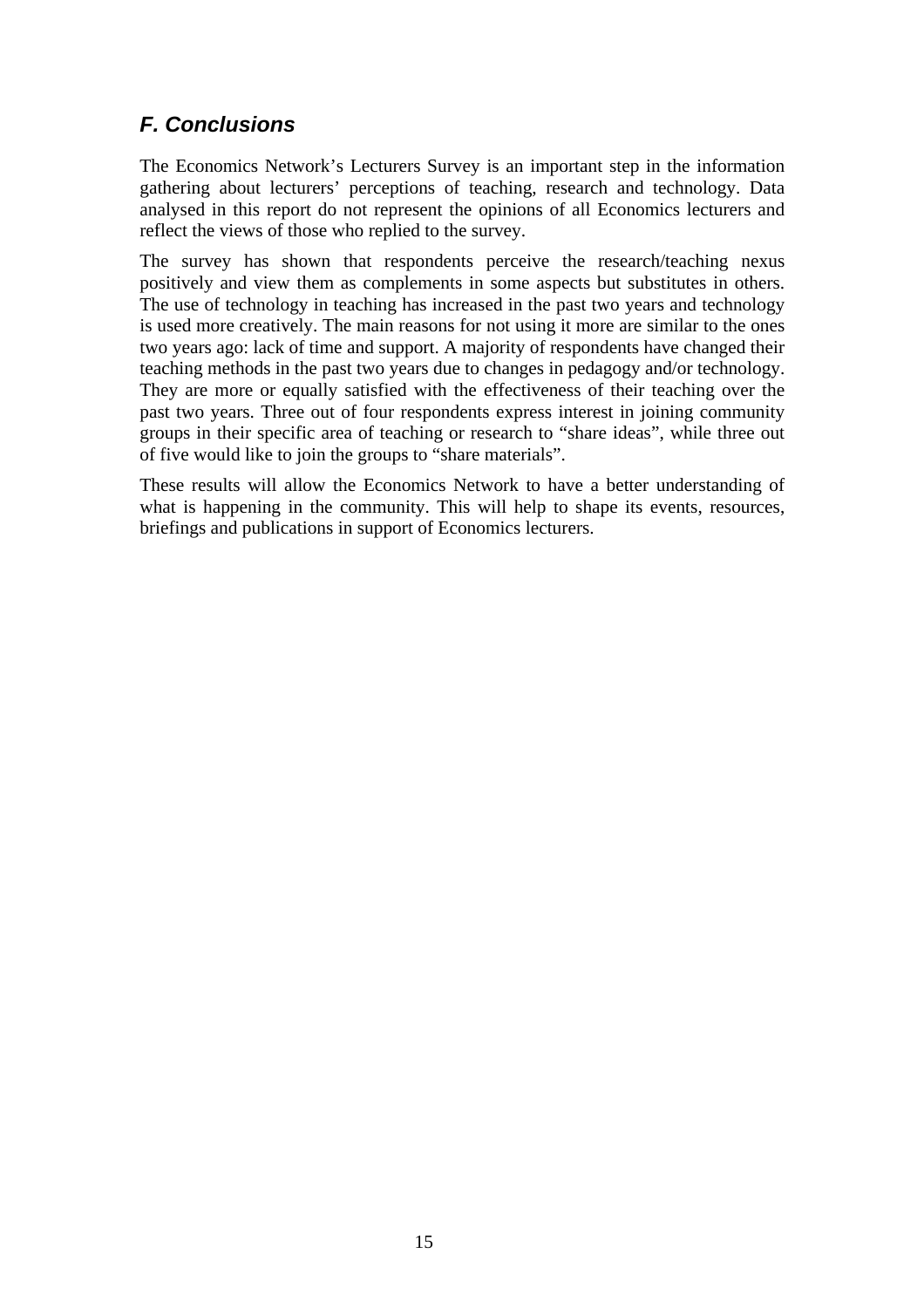## *F. Conclusions*

The Economics Network's Lecturers Survey is an important step in the information gathering about lecturers' perceptions of teaching, research and technology. Data analysed in this report do not represent the opinions of all Economics lecturers and reflect the views of those who replied to the survey.

The survey has shown that respondents perceive the research/teaching nexus positively and view them as complements in some aspects but substitutes in others. The use of technology in teaching has increased in the past two years and technology is used more creatively. The main reasons for not using it more are similar to the ones two years ago: lack of time and support. A majority of respondents have changed their teaching methods in the past two years due to changes in pedagogy and/or technology. They are more or equally satisfied with the effectiveness of their teaching over the past two years. Three out of four respondents express interest in joining community groups in their specific area of teaching or research to "share ideas", while three out of five would like to join the groups to "share materials".

These results will allow the Economics Network to have a better understanding of what is happening in the community. This will help to shape its events, resources, briefings and publications in support of Economics lecturers.